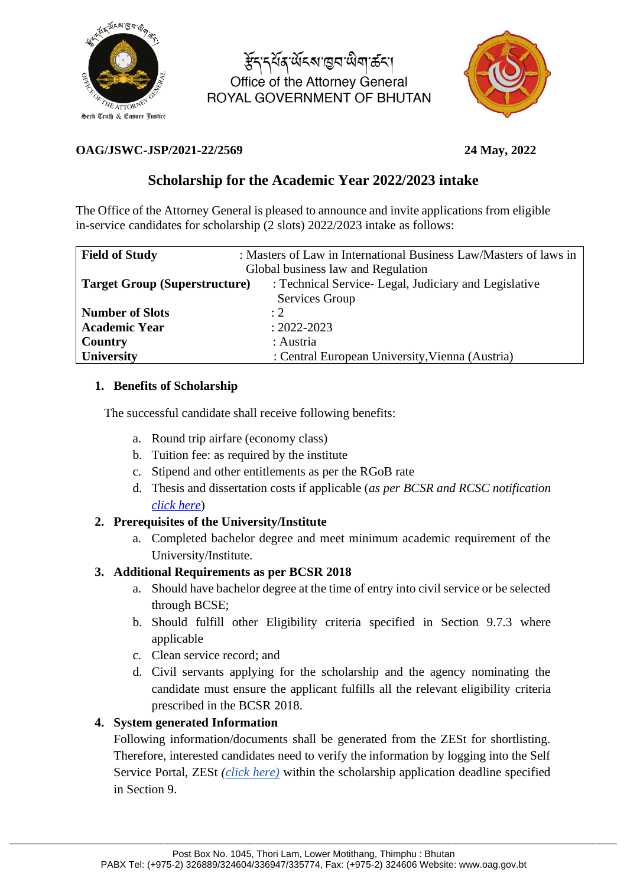རྫོང་དཔོན་ཡོངས་ཁྱབ་ཡིག་ཚང་།
Office of the Attorney General
ROYAL GOVERNMENT OF BHUTAN

**OAG/JSWC-JSP/2021-22/2569** **24 May, 2022**

## Scholarship for the Academic Year 2022/2023 intake

The Office of the Attorney General is pleased to announce and invite applications from eligible in-service candidates for scholarship (2 slots) 2022/2023 intake as follows:

| | |
|---|---|
| **Field of Study** | : Masters of Law in International Business Law/Masters of laws in Global business law and Regulation |
| **Target Group (Superstructure)** | : Technical Service- Legal, Judiciary and Legislative Services Group |
| **Number of Slots** | : 2 |
| **Academic Year** | : 2022-2023 |
| **Country** | : Austria |
| **University** | : Central European University, Vienna (Austria) |

1. **Benefits of Scholarship**

   The successful candidate shall receive following benefits:

   a. Round trip airfare (economy class)
   b. Tuition fee: as required by the institute
   c. Stipend and other entitlements as per the RGoB rate
   d. Thesis and dissertation costs if applicable (*as per BCSR and RCSC notification click here*)

2. **Prerequisites of the University/Institute**

   a. Completed bachelor degree and meet minimum academic requirement of the University/Institute.

3. **Additional Requirements as per BCSR 2018**

   a. Should have bachelor degree at the time of entry into civil service or be selected through BCSE;
   b. Should fulfill other Eligibility criteria specified in Section 9.7.3 where applicable
   c. Clean service record; and
   d. Civil servants applying for the scholarship and the agency nominating the candidate must ensure the applicant fulfills all the relevant eligibility criteria prescribed in the BCSR 2018.

4. **System generated Information**

   Following information/documents shall be generated from the ZESt for shortlisting. Therefore, interested candidates need to verify the information by logging into the Self Service Portal, ZESt *(click here)* within the scholarship application deadline specified in Section 9.

Post Box No. 1045, Thori Lam, Lower Motithang, Thimphu : Bhutan
PABX Tel: (+975-2) 326889/324604/336947/335774, Fax: (+975-2) 324606 Website: www.oag.gov.bt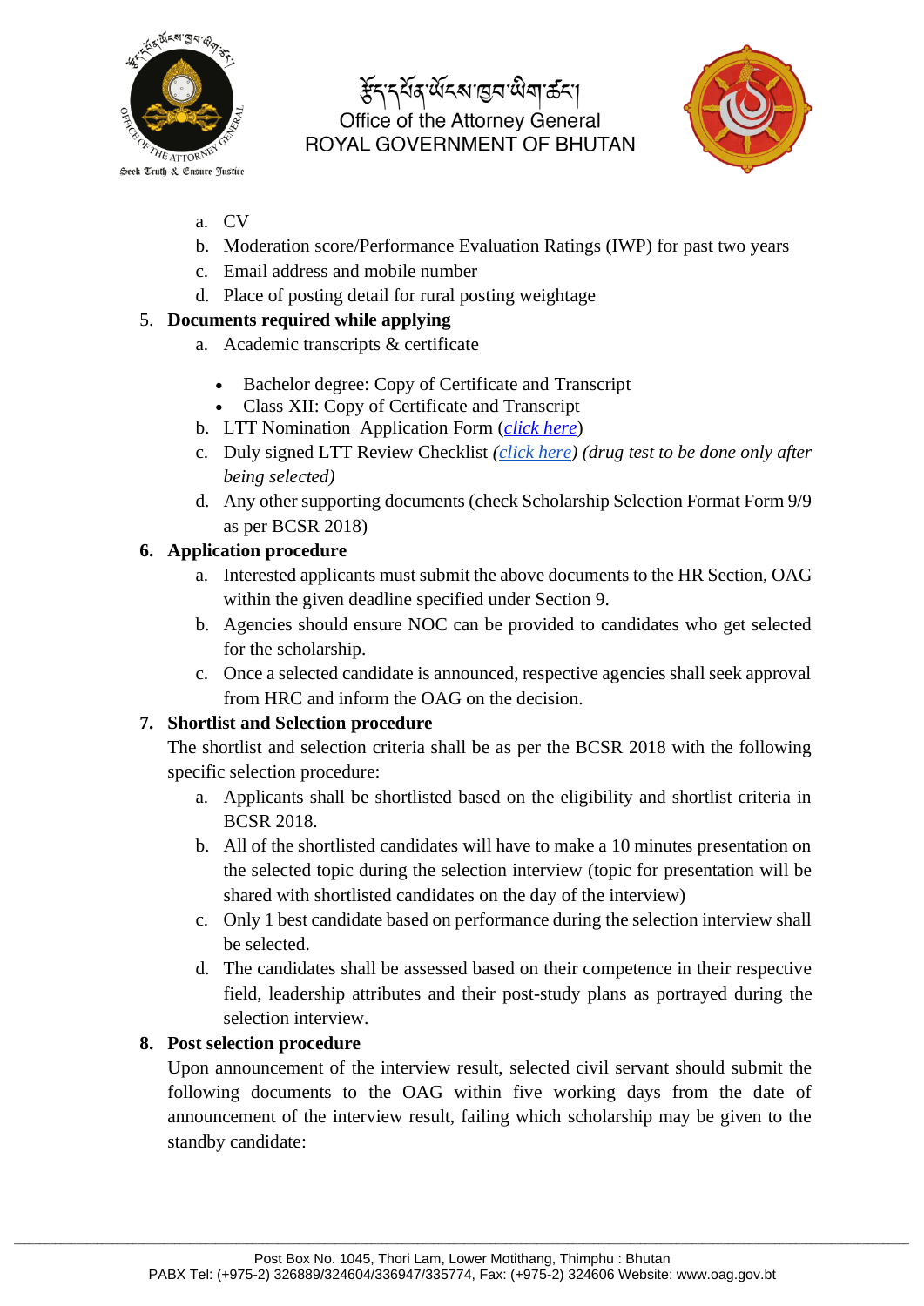a. CV
b. Moderation score/Performance Evaluation Ratings (IWP) for past two years
c. Email address and mobile number
d. Place of posting detail for rural posting weightage

5. **Documents required while applying**
    a. Academic transcripts & certificate
        - Bachelor degree: Copy of Certificate and Transcript
        - Class XII: Copy of Certificate and Transcript

    b. LTT Nomination Application Form (*click here*)
    c. Duly signed LTT Review Checklist *(click here) (drug test to be done only after being selected)*
    d. Any other supporting documents (check Scholarship Selection Format Form 9/9 as per BCSR 2018)

6. **Application procedure**
    a. Interested applicants must submit the above documents to the HR Section, OAG within the given deadline specified under Section 9.
    b. Agencies should ensure NOC can be provided to candidates who get selected for the scholarship.
    c. Once a selected candidate is announced, respective agencies shall seek approval from HRC and inform the OAG on the decision.

7. **Shortlist and Selection procedure**

    The shortlist and selection criteria shall be as per the BCSR 2018 with the following specific selection procedure:

    a. Applicants shall be shortlisted based on the eligibility and shortlist criteria in BCSR 2018.
    b. All of the shortlisted candidates will have to make a 10 minutes presentation on the selected topic during the selection interview (topic for presentation will be shared with shortlisted candidates on the day of the interview)
    c. Only 1 best candidate based on performance during the selection interview shall be selected.
    d. The candidates shall be assessed based on their competence in their respective field, leadership attributes and their post-study plans as portrayed during the selection interview.

8. **Post selection procedure**

    Upon announcement of the interview result, selected civil servant should submit the following documents to the OAG within five working days from the date of announcement of the interview result, failing which scholarship may be given to the standby candidate: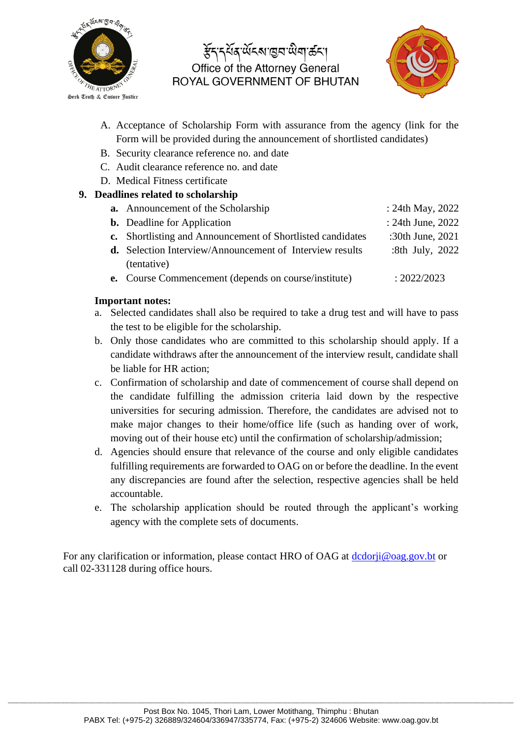A. Acceptance of Scholarship Form with assurance from the agency (link for the Form will be provided during the announcement of shortlisted candidates)
B. Security clearance reference no. and date
C. Audit clearance reference no. and date
D. Medical Fitness certificate

**9. Deadlines related to scholarship**

| | | |
|---|---|---|
| **a.** | Announcement of the Scholarship | : 24th May, 2022 |
| **b.** | Deadline for Application | : 24th June, 2022 |
| **c.** | Shortlisting and Announcement of Shortlisted candidates | :30th June, 2021 |
| **d.** | Selection Interview/Announcement of Interview results (tentative) | :8th July, 2022 |
| **e.** | Course Commencement (depends on course/institute) | : 2022/2023 |

**Important notes:**

a. Selected candidates shall also be required to take a drug test and will have to pass the test to be eligible for the scholarship.
b. Only those candidates who are committed to this scholarship should apply. If a candidate withdraws after the announcement of the interview result, candidate shall be liable for HR action;
c. Confirmation of scholarship and date of commencement of course shall depend on the candidate fulfilling the admission criteria laid down by the respective universities for securing admission. Therefore, the candidates are advised not to make major changes to their home/office life (such as handing over of work, moving out of their house etc) until the confirmation of scholarship/admission;
d. Agencies should ensure that relevance of the course and only eligible candidates fulfilling requirements are forwarded to OAG on or before the deadline. In the event any discrepancies are found after the selection, respective agencies shall be held accountable.
e. The scholarship application should be routed through the applicant's working agency with the complete sets of documents.

For any clarification or information, please contact HRO of OAG at dcdorji@oag.gov.bt or call 02-331128 during office hours.